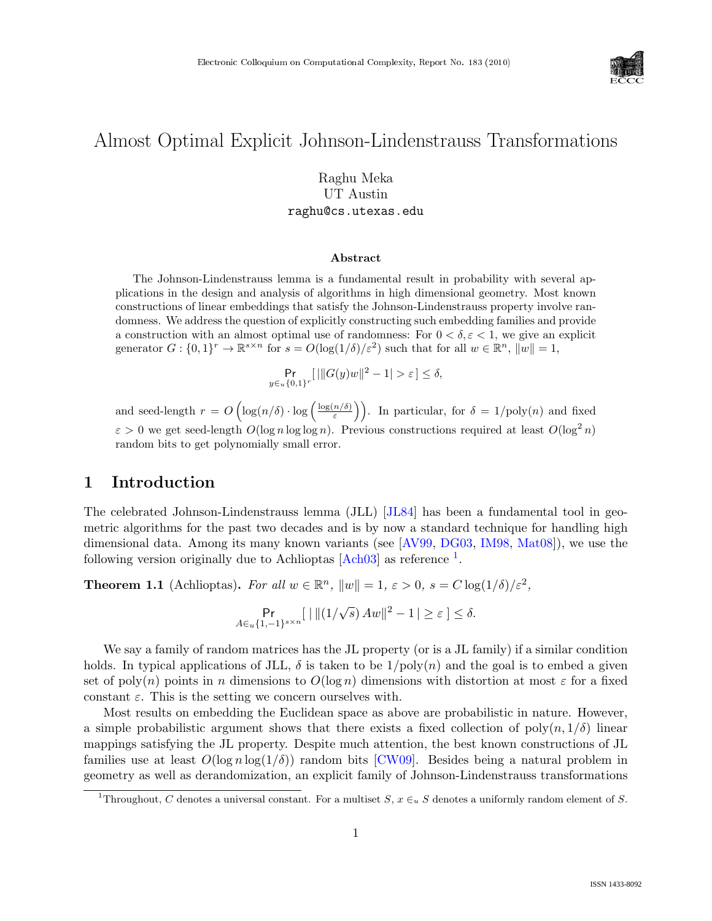# Almost Optimal Explicit Johnson-Lindenstrauss Transformations

Raghu Meka
UT Austin
raghu@cs.utexas.edu

### Abstract

The Johnson-Lindenstrauss lemma is a fundamental result in probability with several applications in the design and analysis of algorithms in high dimensional geometry. Most known constructions of linear embeddings that satisfy the Johnson-Lindenstrauss property involve randomness. We address the question of explicitly constructing such embedding families and provide a construction with an almost optimal use of randomness: For $0 < \delta, \varepsilon < 1$, we give an explicit generator $G : \{0,1\}^r \to \mathbb{R}^{s \times n}$ for $s = O(\log(1/\delta)/\varepsilon^2)$ such that for all $w \in \mathbb{R}^n$, $\|w\| = 1$,

$$\Pr_{y \in_u \{0,1\}^r}[\, |\|G(y)w\|^2 - 1| > \varepsilon \,] \leq \delta,$$

and seed-length $r = O\left(\log(n/\delta) \cdot \log\left(\frac{\log(n/\delta)}{\varepsilon}\right)\right)$. In particular, for $\delta = 1/\mathrm{poly}(n)$ and fixed $\varepsilon > 0$ we get seed-length $O(\log n \log\log n)$. Previous constructions required at least $O(\log^2 n)$ random bits to get polynomially small error.

## 1 Introduction

The celebrated Johnson-Lindenstrauss lemma (JLL) [JL84] has been a fundamental tool in geometric algorithms for the past two decades and is by now a standard technique for handling high dimensional data. Among its many known variants (see [AV99, DG03, IM98, Mat08]), we use the following version originally due to Achlioptas [Ach03] as reference [1].

**Theorem 1.1** (Achlioptas)**.** *For all $w \in \mathbb{R}^n$, $\|w\| = 1$, $\varepsilon > 0$, $s = C\log(1/\delta)/\varepsilon^2$,*

$$\Pr_{A \in_u \{1,-1\}^{s \times n}}[\, |\, \|(1/\sqrt{s})\, Aw\|^2 - 1\,| \geq \varepsilon \,] \leq \delta.$$

We say a family of random matrices has the JL property (or is a JL family) if a similar condition holds. In typical applications of JLL, $\delta$ is taken to be $1/\mathrm{poly}(n)$ and the goal is to embed a given set of $\mathrm{poly}(n)$ points in $n$ dimensions to $O(\log n)$ dimensions with distortion at most $\varepsilon$ for a fixed constant $\varepsilon$. This is the setting we concern ourselves with.

Most results on embedding the Euclidean space as above are probabilistic in nature. However, a simple probabilistic argument shows that there exists a fixed collection of $\mathrm{poly}(n, 1/\delta)$ linear mappings satisfying the JL property. Despite much attention, the best known constructions of JL families use at least $O(\log n \log(1/\delta))$ random bits [CW09]. Besides being a natural problem in geometry as well as derandomization, an explicit family of Johnson-Lindenstrauss transformations

[1] Throughout, $C$ denotes a universal constant. For a multiset $S$, $x \in_u S$ denotes a uniformly random element of $S$.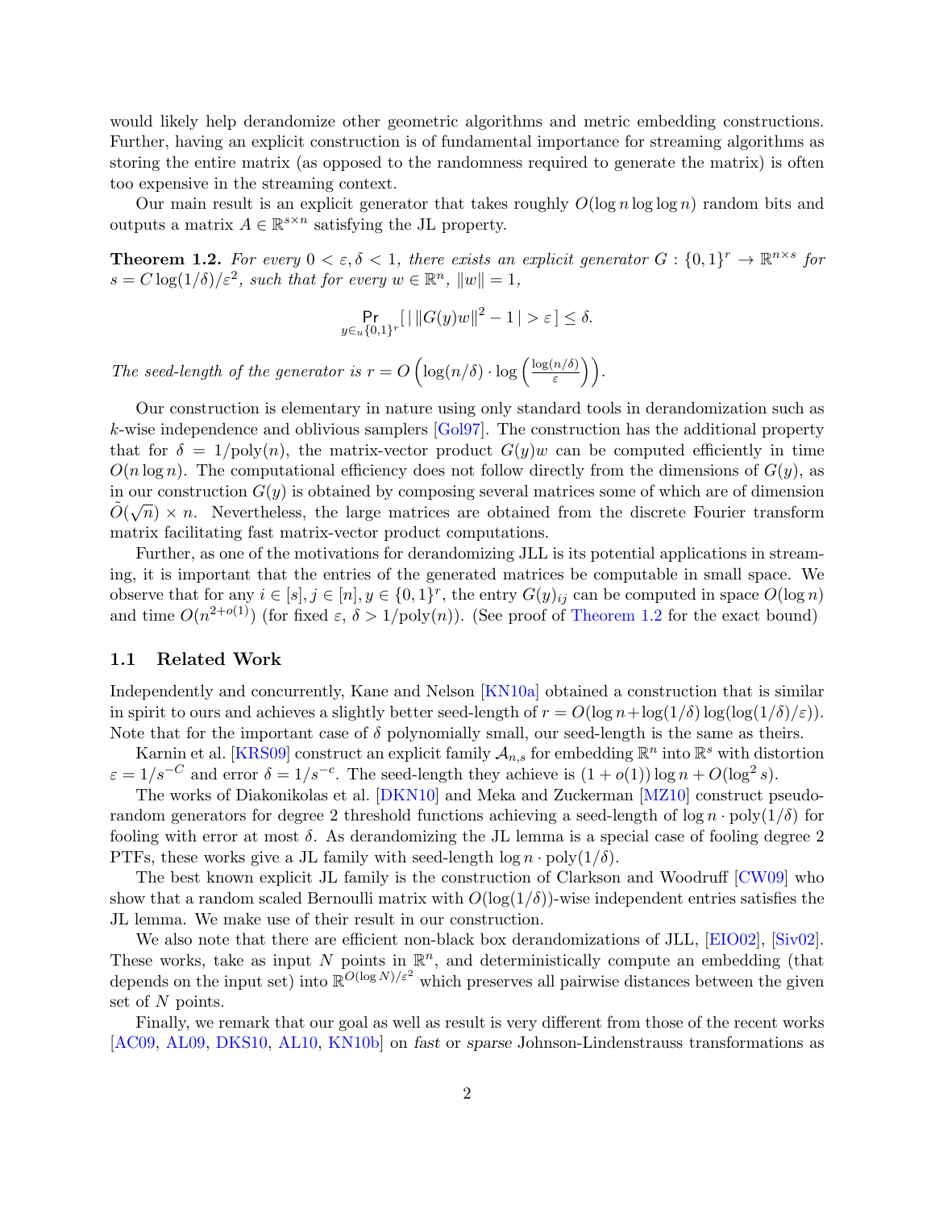would likely help derandomize other geometric algorithms and metric embedding constructions. Further, having an explicit construction is of fundamental importance for streaming algorithms as storing the entire matrix (as opposed to the randomness required to generate the matrix) is often too expensive in the streaming context.

Our main result is an explicit generator that takes roughly $O(\log n \log\log n)$ random bits and outputs a matrix $A \in \mathbb{R}^{s \times n}$ satisfying the JL property.

**Theorem 1.2.** *For every $0 < \varepsilon, \delta < 1$, there exists an explicit generator $G : \{0,1\}^r \to \mathbb{R}^{n \times s}$ for $s = C\log(1/\delta)/\varepsilon^2$, such that for every $w \in \mathbb{R}^n$, $\|w\| = 1$,*

$$\Pr_{y \in_u \{0,1\}^r}[\,|\,\|G(y)w\|^2 - 1\,| > \varepsilon\,] \leq \delta.$$

*The seed-length of the generator is $r = O\left(\log(n/\delta) \cdot \log\left(\frac{\log(n/\delta)}{\varepsilon}\right)\right)$.*

Our construction is elementary in nature using only standard tools in derandomization such as $k$-wise independence and oblivious samplers [Gol97]. The construction has the additional property that for $\delta = 1/\mathrm{poly}(n)$, the matrix-vector product $G(y)w$ can be computed efficiently in time $O(n \log n)$. The computational efficiency does not follow directly from the dimensions of $G(y)$, as in our construction $G(y)$ is obtained by composing several matrices some of which are of dimension $\tilde{O}(\sqrt{n}) \times n$. Nevertheless, the large matrices are obtained from the discrete Fourier transform matrix facilitating fast matrix-vector product computations.

Further, as one of the motivations for derandomizing JLL is its potential applications in streaming, it is important that the entries of the generated matrices be computable in small space. We observe that for any $i \in [s], j \in [n], y \in \{0,1\}^r$, the entry $G(y)_{ij}$ can be computed in space $O(\log n)$ and time $O(n^{2+o(1)})$ (for fixed $\varepsilon$, $\delta > 1/\mathrm{poly}(n)$). (See proof of Theorem 1.2 for the exact bound)

## 1.1 Related Work

Independently and concurrently, Kane and Nelson [KN10a] obtained a construction that is similar in spirit to ours and achieves a slightly better seed-length of $r = O(\log n + \log(1/\delta)\log(\log(1/\delta)/\varepsilon))$. Note that for the important case of $\delta$ polynomially small, our seed-length is the same as theirs.

Karnin et al. [KRS09] construct an explicit family $\mathcal{A}_{n,s}$ for embedding $\mathbb{R}^n$ into $\mathbb{R}^s$ with distortion $\varepsilon = 1/s^{-C}$ and error $\delta = 1/s^{-c}$. The seed-length they achieve is $(1 + o(1))\log n + O(\log^2 s)$.

The works of Diakonikolas et al. [DKN10] and Meka and Zuckerman [MZ10] construct pseudorandom generators for degree 2 threshold functions achieving a seed-length of $\log n \cdot \mathrm{poly}(1/\delta)$ for fooling with error at most $\delta$. As derandomizing the JL lemma is a special case of fooling degree 2 PTFs, these works give a JL family with seed-length $\log n \cdot \mathrm{poly}(1/\delta)$.

The best known explicit JL family is the construction of Clarkson and Woodruff [CW09] who show that a random scaled Bernoulli matrix with $O(\log(1/\delta))$-wise independent entries satisfies the JL lemma. We make use of their result in our construction.

We also note that there are efficient non-black box derandomizations of JLL, [EIO02], [Siv02]. These works, take as input $N$ points in $\mathbb{R}^n$, and deterministically compute an embedding (that depends on the input set) into $\mathbb{R}^{O(\log N)/\varepsilon^2}$ which preserves all pairwise distances between the given set of $N$ points.

Finally, we remark that our goal as well as result is very different from those of the recent works [AC09, AL09, DKS10, AL10, KN10b] on *fast* or *sparse* Johnson-Lindenstrauss transformations as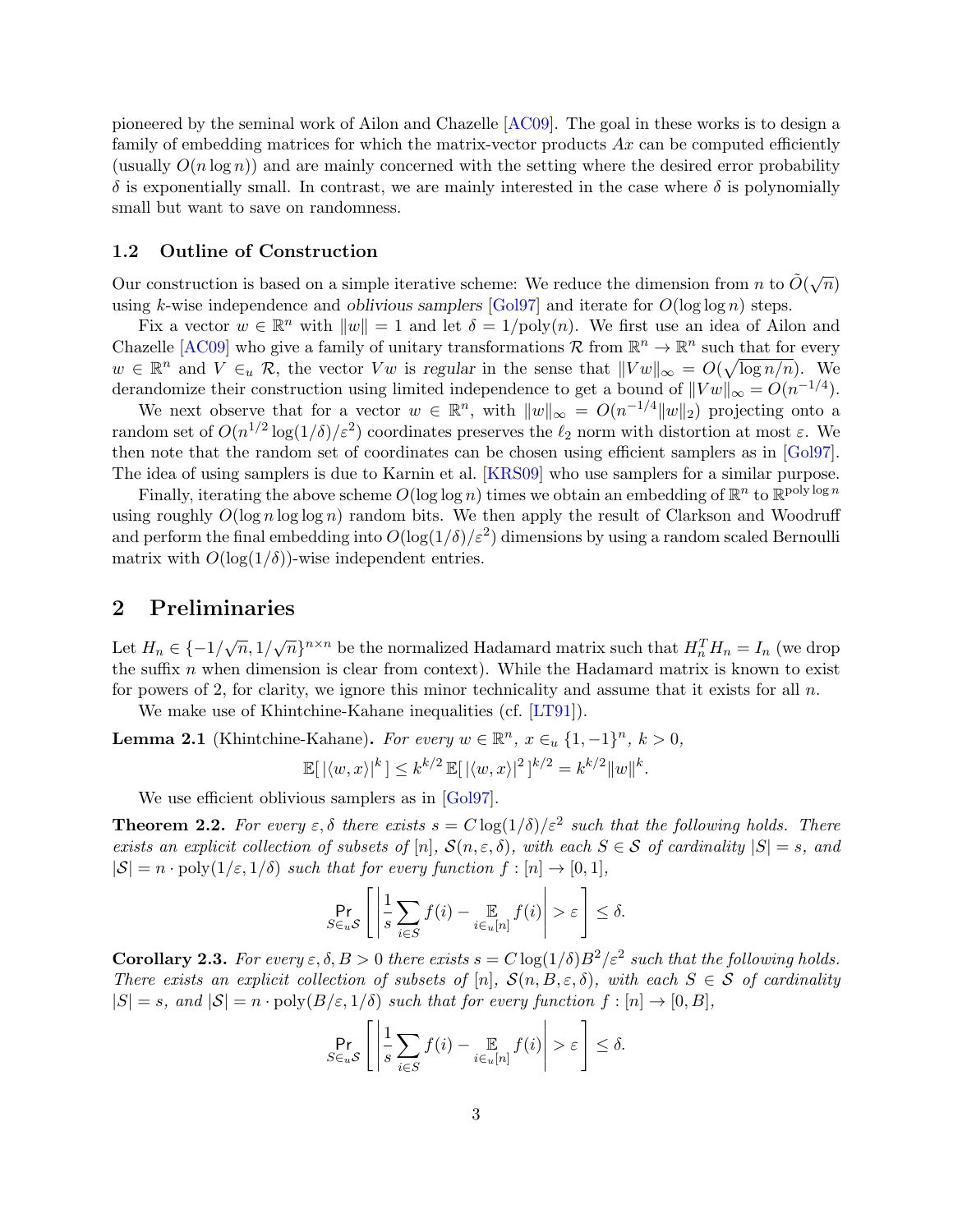pioneered by the seminal work of Ailon and Chazelle [AC09]. The goal in these works is to design a family of embedding matrices for which the matrix-vector products $Ax$ can be computed efficiently (usually $O(n \log n)$) and are mainly concerned with the setting where the desired error probability $\delta$ is exponentially small. In contrast, we are mainly interested in the case where $\delta$ is polynomially small but want to save on randomness.

### 1.2 Outline of Construction

Our construction is based on a simple iterative scheme: We reduce the dimension from $n$ to $\tilde{O}(\sqrt{n})$ using $k$-wise independence and *oblivious samplers* [Gol97] and iterate for $O(\log \log n)$ steps.

Fix a vector $w \in \mathbb{R}^n$ with $\|w\| = 1$ and let $\delta = 1/\text{poly}(n)$. We first use an idea of Ailon and Chazelle [AC09] who give a family of unitary transformations $\mathcal{R}$ from $\mathbb{R}^n \to \mathbb{R}^n$ such that for every $w \in \mathbb{R}^n$ and $V \in_u \mathcal{R}$, the vector $Vw$ is *regular* in the sense that $\|Vw\|_\infty = O(\sqrt{\log n / n})$. We derandomize their construction using limited independence to get a bound of $\|Vw\|_\infty = O(n^{-1/4})$.

We next observe that for a vector $w \in \mathbb{R}^n$, with $\|w\|_\infty = O(n^{-1/4}\|w\|_2)$ projecting onto a random set of $O(n^{1/2}\log(1/\delta)/\varepsilon^2)$ coordinates preserves the $\ell_2$ norm with distortion at most $\varepsilon$. We then note that the random set of coordinates can be chosen using efficient samplers as in [Gol97]. The idea of using samplers is due to Karnin et al. [KRS09] who use samplers for a similar purpose.

Finally, iterating the above scheme $O(\log \log n)$ times we obtain an embedding of $\mathbb{R}^n$ to $\mathbb{R}^{\text{poly}\log n}$ using roughly $O(\log n \log \log n)$ random bits. We then apply the result of Clarkson and Woodruff and perform the final embedding into $O(\log(1/\delta)/\varepsilon^2)$ dimensions by using a random scaled Bernoulli matrix with $O(\log(1/\delta))$-wise independent entries.

## 2 Preliminaries

Let $H_n \in \{-1/\sqrt{n}, 1/\sqrt{n}\}^{n \times n}$ be the normalized Hadamard matrix such that $H_n^T H_n = I_n$ (we drop the suffix $n$ when dimension is clear from context). While the Hadamard matrix is known to exist for powers of 2, for clarity, we ignore this minor technicality and assume that it exists for all $n$.

We make use of Khintchine-Kahane inequalities (cf. [LT91]).

**Lemma 2.1** (Khintchine-Kahane). *For every $w \in \mathbb{R}^n$, $x \in_u \{1, -1\}^n$, $k > 0$,*

$$\mathbb{E}[\,|\langle w, x\rangle|^k\,] \leq k^{k/2}\,\mathbb{E}[\,|\langle w, x\rangle|^2\,]^{k/2} = k^{k/2}\|w\|^k.$$

We use efficient oblivious samplers as in [Gol97].

**Theorem 2.2.** *For every $\varepsilon, \delta$ there exists $s = C\log(1/\delta)/\varepsilon^2$ such that the following holds. There exists an explicit collection of subsets of $[n]$, $\mathcal{S}(n, \varepsilon, \delta)$, with each $S \in \mathcal{S}$ of cardinality $|S| = s$, and $|\mathcal{S}| = n \cdot \text{poly}(1/\varepsilon, 1/\delta)$ such that for every function $f : [n] \to [0, 1]$,*

$$\Pr_{S \in_u \mathcal{S}}\left[\left|\frac{1}{s}\sum_{i \in S} f(i) - \mathop{\mathbb{E}}_{i \in_u [n]} f(i)\right| > \varepsilon\right] \leq \delta.$$

**Corollary 2.3.** *For every $\varepsilon, \delta, B > 0$ there exists $s = C\log(1/\delta)B^2/\varepsilon^2$ such that the following holds. There exists an explicit collection of subsets of $[n]$, $\mathcal{S}(n, B, \varepsilon, \delta)$, with each $S \in \mathcal{S}$ of cardinality $|S| = s$, and $|\mathcal{S}| = n \cdot \text{poly}(B/\varepsilon, 1/\delta)$ such that for every function $f : [n] \to [0, B]$,*

$$\Pr_{S \in_u \mathcal{S}}\left[\left|\frac{1}{s}\sum_{i \in S} f(i) - \mathop{\mathbb{E}}_{i \in_u [n]} f(i)\right| > \varepsilon\right] \leq \delta.$$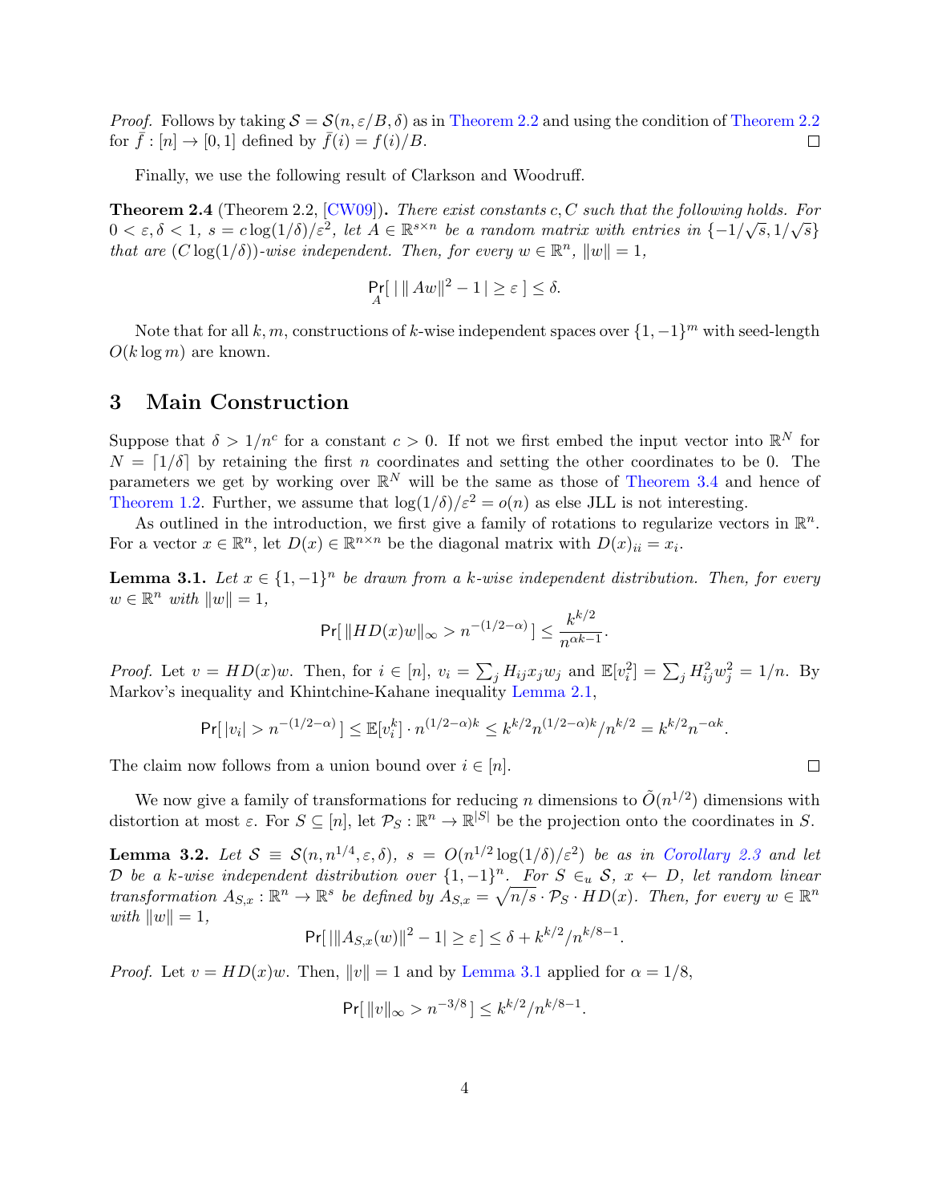*Proof.* Follows by taking $\mathcal{S} = \mathcal{S}(n, \varepsilon/B, \delta)$ as in Theorem 2.2 and using the condition of Theorem 2.2 for $\bar{f} : [n] \to [0,1]$ defined by $\bar{f}(i) = f(i)/B$. $\square$

Finally, we use the following result of Clarkson and Woodruff.

**Theorem 2.4** (Theorem 2.2, [CW09]). *There exist constants $c, C$ such that the following holds. For $0 < \varepsilon, \delta < 1$, $s = c\log(1/\delta)/\varepsilon^2$, let $A \in \mathbb{R}^{s \times n}$ be a random matrix with entries in $\{-1/\sqrt{s}, 1/\sqrt{s}\}$ that are $(C\log(1/\delta))$-wise independent. Then, for every $w \in \mathbb{R}^n$, $\|w\| = 1$,*

$$\Pr_A[\,|\,\|Aw\|^2 - 1\,| \geq \varepsilon\,] \leq \delta.$$

Note that for all $k, m$, constructions of $k$-wise independent spaces over $\{1,-1\}^m$ with seed-length $O(k \log m)$ are known.

# 3 Main Construction

Suppose that $\delta > 1/n^c$ for a constant $c > 0$. If not we first embed the input vector into $\mathbb{R}^N$ for $N = \lceil 1/\delta \rceil$ by retaining the first $n$ coordinates and setting the other coordinates to be 0. The parameters we get by working over $\mathbb{R}^N$ will be the same as those of Theorem 3.4 and hence of Theorem 1.2. Further, we assume that $\log(1/\delta)/\varepsilon^2 = o(n)$ as else JLL is not interesting.

As outlined in the introduction, we first give a family of rotations to regularize vectors in $\mathbb{R}^n$. For a vector $x \in \mathbb{R}^n$, let $D(x) \in \mathbb{R}^{n \times n}$ be the diagonal matrix with $D(x)_{ii} = x_i$.

**Lemma 3.1.** *Let $x \in \{1,-1\}^n$ be drawn from a $k$-wise independent distribution. Then, for every $w \in \mathbb{R}^n$ with $\|w\| = 1$,*

$$\Pr[\,\|HD(x)w\|_\infty > n^{-(1/2-\alpha)}\,] \leq \frac{k^{k/2}}{n^{\alpha k - 1}}.$$

*Proof.* Let $v = HD(x)w$. Then, for $i \in [n]$, $v_i = \sum_j H_{ij} x_j w_j$ and $\mathbb{E}[v_i^2] = \sum_j H_{ij}^2 w_j^2 = 1/n$. By Markov's inequality and Khintchine-Kahane inequality Lemma 2.1,

$$\Pr[\,|v_i| > n^{-(1/2-\alpha)}\,] \leq \mathbb{E}[v_i^k] \cdot n^{(1/2-\alpha)k} \leq k^{k/2} n^{(1/2-\alpha)k}/n^{k/2} = k^{k/2} n^{-\alpha k}.$$

The claim now follows from a union bound over $i \in [n]$. $\square$

We now give a family of transformations for reducing $n$ dimensions to $\tilde{O}(n^{1/2})$ dimensions with distortion at most $\varepsilon$. For $S \subseteq [n]$, let $\mathcal{P}_S : \mathbb{R}^n \to \mathbb{R}^{|S|}$ be the projection onto the coordinates in $S$.

**Lemma 3.2.** *Let $\mathcal{S} \equiv \mathcal{S}(n, n^{1/4}, \varepsilon, \delta)$, $s = O(n^{1/2}\log(1/\delta)/\varepsilon^2)$ be as in Corollary 2.3 and let $\mathcal{D}$ be a $k$-wise independent distribution over $\{1,-1\}^n$. For $S \in_u \mathcal{S}$, $x \leftarrow D$, let random linear transformation $A_{S,x} : \mathbb{R}^n \to \mathbb{R}^s$ be defined by $A_{S,x} = \sqrt{n/s} \cdot \mathcal{P}_S \cdot HD(x)$. Then, for every $w \in \mathbb{R}^n$ with $\|w\| = 1$,*

$$\Pr[\,|\|A_{S,x}(w)\|^2 - 1| \geq \varepsilon\,] \leq \delta + k^{k/2}/n^{k/8-1}.$$

*Proof.* Let $v = HD(x)w$. Then, $\|v\| = 1$ and by Lemma 3.1 applied for $\alpha = 1/8$,

$$\Pr[\,\|v\|_\infty > n^{-3/8}\,] \leq k^{k/2}/n^{k/8-1}.$$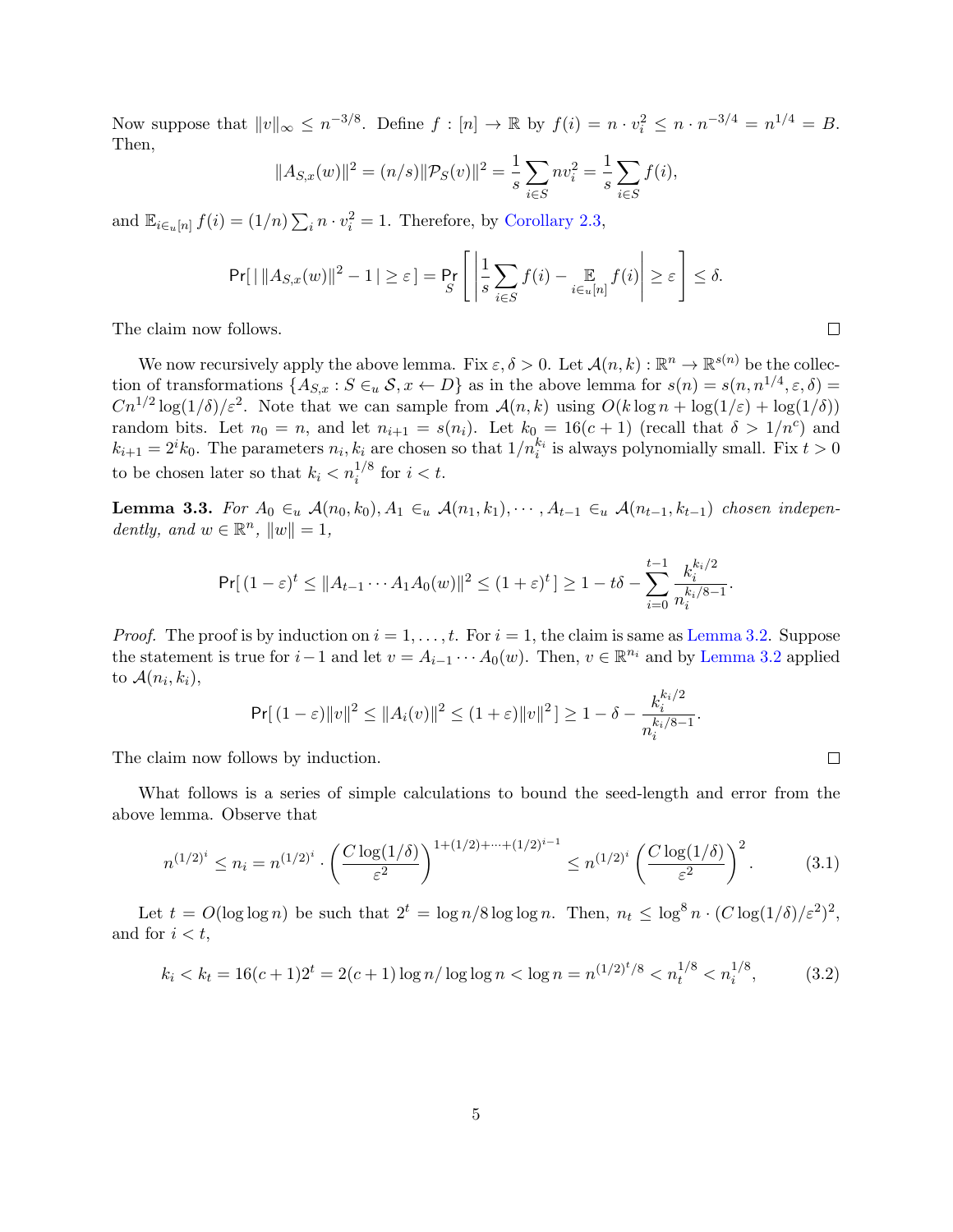Now suppose that $\|v\|_\infty \leq n^{-3/8}$. Define $f : [n] \to \mathbb{R}$ by $f(i) = n \cdot v_i^2 \leq n \cdot n^{-3/4} = n^{1/4} = B$. Then,

$$\|A_{S,x}(w)\|^2 = (n/s)\|\mathcal{P}_S(v)\|^2 = \frac{1}{s}\sum_{i \in S} nv_i^2 = \frac{1}{s}\sum_{i \in S} f(i),$$

and $\mathbb{E}_{i \in_u [n]} f(i) = (1/n)\sum_i n \cdot v_i^2 = 1$. Therefore, by Corollary 2.3,

$$\mathsf{Pr}[\,|\,\|A_{S,x}(w)\|^2 - 1\,| \geq \varepsilon\,] = \Pr_S\left[\left|\frac{1}{s}\sum_{i \in S} f(i) - \mathop{\mathbb{E}}_{i \in_u [n]} f(i)\right| \geq \varepsilon\right] \leq \delta.$$

The claim now follows. $\square$

We now recursively apply the above lemma. Fix $\varepsilon, \delta > 0$. Let $\mathcal{A}(n,k) : \mathbb{R}^n \to \mathbb{R}^{s(n)}$ be the collection of transformations $\{A_{S,x} : S \in_u \mathcal{S}, x \leftarrow D\}$ as in the above lemma for $s(n) = s(n, n^{1/4}, \varepsilon, \delta) = Cn^{1/2}\log(1/\delta)/\varepsilon^2$. Note that we can sample from $\mathcal{A}(n,k)$ using $O(k \log n + \log(1/\varepsilon) + \log(1/\delta))$ random bits. Let $n_0 = n$, and let $n_{i+1} = s(n_i)$. Let $k_0 = 16(c+1)$ (recall that $\delta > 1/n^c$) and $k_{i+1} = 2^i k_0$. The parameters $n_i, k_i$ are chosen so that $1/n_i^{k_i}$ is always polynomially small. Fix $t > 0$ to be chosen later so that $k_i < n_i^{1/8}$ for $i < t$.

**Lemma 3.3.** *For $A_0 \in_u \mathcal{A}(n_0, k_0), A_1 \in_u \mathcal{A}(n_1, k_1), \cdots, A_{t-1} \in_u \mathcal{A}(n_{t-1}, k_{t-1})$ chosen independently, and $w \in \mathbb{R}^n$, $\|w\| = 1$,*

$$\mathsf{Pr}[\,(1-\varepsilon)^t \leq \|A_{t-1}\cdots A_1 A_0(w)\|^2 \leq (1+\varepsilon)^t\,] \geq 1 - t\delta - \sum_{i=0}^{t-1}\frac{k_i^{k_i/2}}{n_i^{k_i/8-1}}.$$

*Proof.* The proof is by induction on $i = 1, \ldots, t$. For $i = 1$, the claim is same as Lemma 3.2. Suppose the statement is true for $i-1$ and let $v = A_{i-1}\cdots A_0(w)$. Then, $v \in \mathbb{R}^{n_i}$ and by Lemma 3.2 applied to $\mathcal{A}(n_i, k_i)$,

$$\mathsf{Pr}[\,(1-\varepsilon)\|v\|^2 \leq \|A_i(v)\|^2 \leq (1+\varepsilon)\|v\|^2\,] \geq 1 - \delta - \frac{k_i^{k_i/2}}{n_i^{k_i/8-1}}.$$

The claim now follows by induction. $\square$

What follows is a series of simple calculations to bound the seed-length and error from the above lemma. Observe that

$$n^{(1/2)^i} \leq n_i = n^{(1/2)^i} \cdot \left(\frac{C\log(1/\delta)}{\varepsilon^2}\right)^{1+(1/2)+\cdots+(1/2)^{i-1}} \leq n^{(1/2)^i}\left(\frac{C\log(1/\delta)}{\varepsilon^2}\right)^2. \tag{3.1}$$

Let $t = O(\log\log n)$ be such that $2^t = \log n/8\log\log n$. Then, $n_t \leq \log^8 n \cdot (C\log(1/\delta)/\varepsilon^2)^2$, and for $i < t$,

$$k_i < k_t = 16(c+1)2^t = 2(c+1)\log n/\log\log n < \log n = n^{(1/2)^t/8} < n_t^{1/8} < n_i^{1/8}, \tag{3.2}$$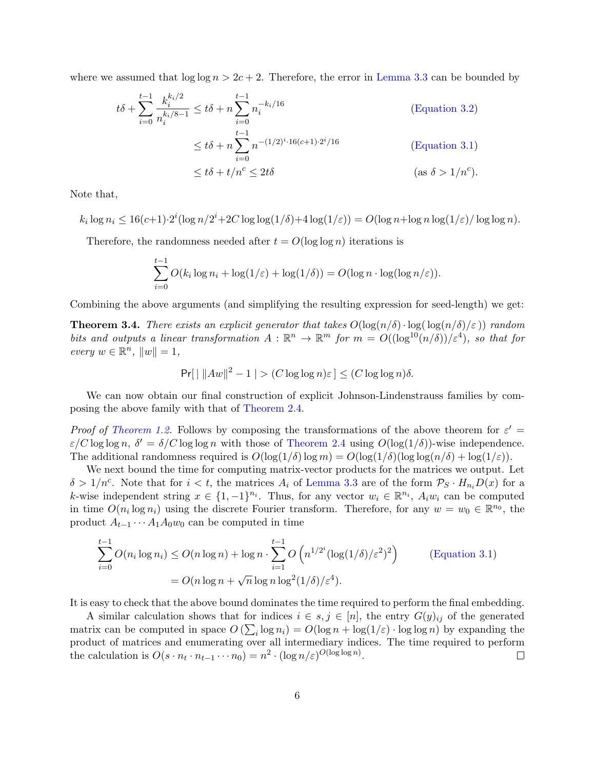where we assumed that $\log\log n > 2c+2$. Therefore, the error in Lemma 3.3 can be bounded by

$$
\begin{aligned}
t\delta + \sum_{i=0}^{t-1} \frac{k_i^{k_i/2}}{n_i^{k_i/8-1}} &\le t\delta + n\sum_{i=0}^{t-1} n_i^{-k_i/16} && \text{(Equation 3.2)}\\
&\le t\delta + n\sum_{i=0}^{t-1} n^{-(1/2)^i \cdot 16(c+1)\cdot 2^i/16} && \text{(Equation 3.1)}\\
&\le t\delta + t/n^c \le 2t\delta && (\text{as } \delta > 1/n^c).
\end{aligned}
$$

Note that,

$$k_i \log n_i \le 16(c+1)\cdot 2^i(\log n/2^i + 2C\log\log(1/\delta) + 4\log(1/\varepsilon)) = O(\log n + \log n \log(1/\varepsilon)/\log\log n).$$

Therefore, the randomness needed after $t = O(\log\log n)$ iterations is

$$\sum_{i=0}^{t-1} O(k_i \log n_i + \log(1/\varepsilon) + \log(1/\delta)) = O(\log n \cdot \log(\log n/\varepsilon)).$$

Combining the above arguments (and simplifying the resulting expression for seed-length) we get:

**Theorem 3.4.** *There exists an explicit generator that takes $O(\log(n/\delta)\cdot\log(\,\log(n/\delta)/\varepsilon\,))$ random bits and outputs a linear transformation $A : \mathbb{R}^n \to \mathbb{R}^m$ for $m = O((\log^{10}(n/\delta))/\varepsilon^4)$, so that for every $w \in \mathbb{R}^n$, $\|w\| = 1$,*

$$\Pr[\,|\,\|Aw\|^2 - 1\,| > (C\log\log n)\varepsilon\,] \le (C\log\log n)\delta.$$

We can now obtain our final construction of explicit Johnson-Lindenstrauss families by composing the above family with that of Theorem 2.4.

*Proof of Theorem 1.2.* Follows by composing the transformations of the above theorem for $\varepsilon' = \varepsilon/C\log\log n$, $\delta' = \delta/C\log\log n$ with those of Theorem 2.4 using $O(\log(1/\delta))$-wise independence. The additional randomness required is $O(\log(1/\delta)\log m) = O(\log(1/\delta)(\log\log(n/\delta) + \log(1/\varepsilon))$.

We next bound the time for computing matrix-vector products for the matrices we output. Let $\delta > 1/n^c$. Note that for $i < t$, the matrices $A_i$ of Lemma 3.3 are of the form $\mathcal{P}_S \cdot H_{n_i} D(x)$ for a $k$-wise independent string $x \in \{1,-1\}^{n_i}$. Thus, for any vector $w_i \in \mathbb{R}^{n_i}$, $A_i w_i$ can be computed in time $O(n_i \log n_i)$ using the discrete Fourier transform. Therefore, for any $w = w_0 \in \mathbb{R}^{n_0}$, the product $A_{t-1}\cdots A_1 A_0 w_0$ can be computed in time

$$
\begin{aligned}
\sum_{i=0}^{t-1} O(n_i \log n_i) &\le O(n\log n) + \log n \cdot \sum_{i=1}^{t-1} O\left(n^{1/2^i}(\log(1/\delta)/\varepsilon^2)^2\right) && \text{(Equation 3.1)}\\
&= O(n\log n + \sqrt{n}\log n \log^2(1/\delta)/\varepsilon^4).
\end{aligned}
$$

It is easy to check that the above bound dominates the time required to perform the final embedding.

A similar calculation shows that for indices $i \in s, j \in [n]$, the entry $G(y)_{ij}$ of the generated matrix can be computed in space $O\left(\sum_i \log n_i\right) = O(\log n + \log(1/\varepsilon)\cdot\log\log n)$ by expanding the product of matrices and enumerating over all intermediary indices. The time required to perform the calculation is $O(s \cdot n_t \cdot n_{t-1}\cdots n_0) = n^2 \cdot (\log n/\varepsilon)^{O(\log\log n)}$. □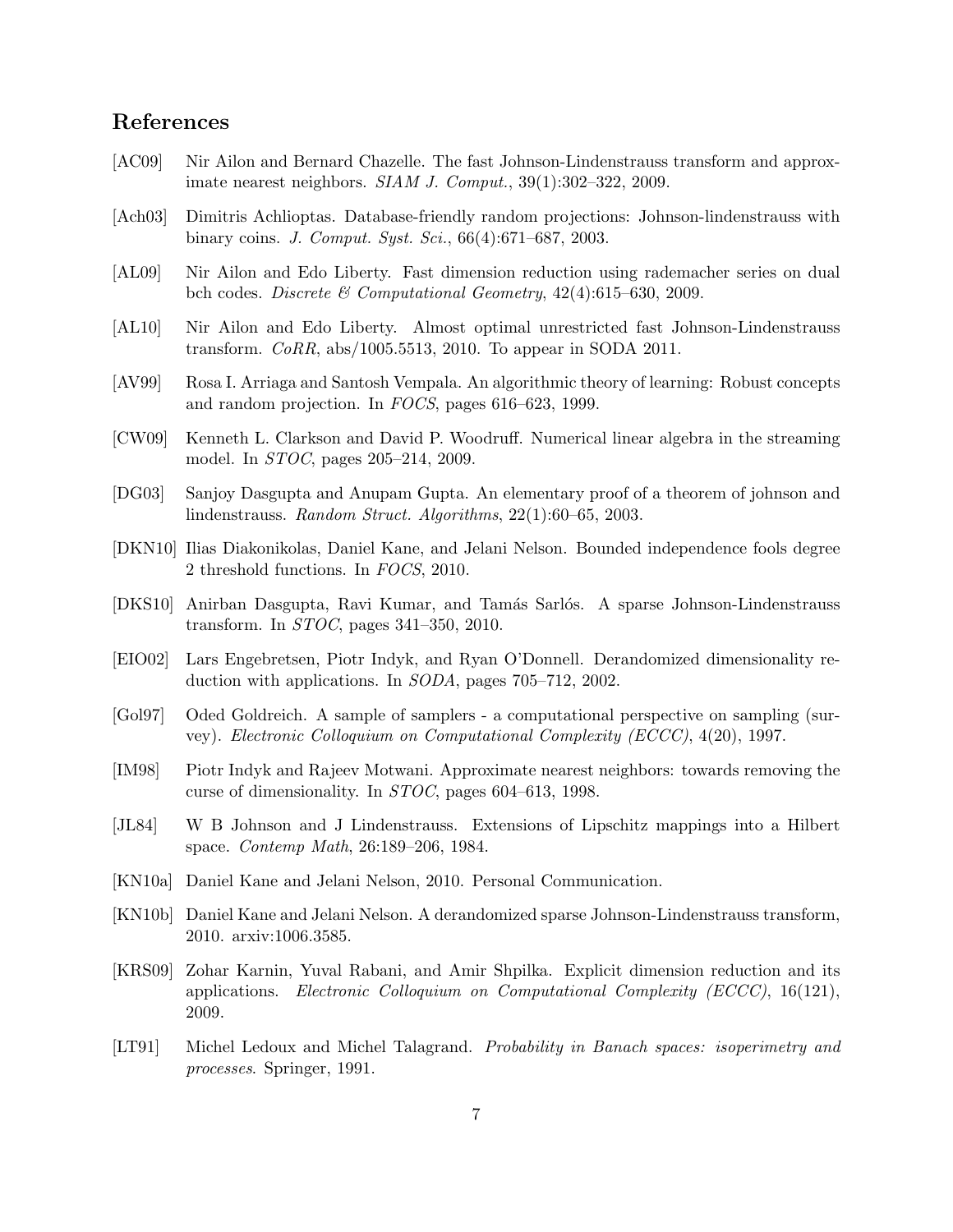## References

[AC09] Nir Ailon and Bernard Chazelle. The fast Johnson-Lindenstrauss transform and approximate nearest neighbors. *SIAM J. Comput.*, 39(1):302–322, 2009.

[Ach03] Dimitris Achlioptas. Database-friendly random projections: Johnson-lindenstrauss with binary coins. *J. Comput. Syst. Sci.*, 66(4):671–687, 2003.

[AL09] Nir Ailon and Edo Liberty. Fast dimension reduction using rademacher series on dual bch codes. *Discrete & Computational Geometry*, 42(4):615–630, 2009.

[AL10] Nir Ailon and Edo Liberty. Almost optimal unrestricted fast Johnson-Lindenstrauss transform. *CoRR*, abs/1005.5513, 2010. To appear in SODA 2011.

[AV99] Rosa I. Arriaga and Santosh Vempala. An algorithmic theory of learning: Robust concepts and random projection. In *FOCS*, pages 616–623, 1999.

[CW09] Kenneth L. Clarkson and David P. Woodruff. Numerical linear algebra in the streaming model. In *STOC*, pages 205–214, 2009.

[DG03] Sanjoy Dasgupta and Anupam Gupta. An elementary proof of a theorem of johnson and lindenstrauss. *Random Struct. Algorithms*, 22(1):60–65, 2003.

[DKN10] Ilias Diakonikolas, Daniel Kane, and Jelani Nelson. Bounded independence fools degree 2 threshold functions. In *FOCS*, 2010.

[DKS10] Anirban Dasgupta, Ravi Kumar, and Tamás Sarlós. A sparse Johnson-Lindenstrauss transform. In *STOC*, pages 341–350, 2010.

[EIO02] Lars Engebretsen, Piotr Indyk, and Ryan O'Donnell. Derandomized dimensionality reduction with applications. In *SODA*, pages 705–712, 2002.

[Gol97] Oded Goldreich. A sample of samplers - a computational perspective on sampling (survey). *Electronic Colloquium on Computational Complexity (ECCC)*, 4(20), 1997.

[IM98] Piotr Indyk and Rajeev Motwani. Approximate nearest neighbors: towards removing the curse of dimensionality. In *STOC*, pages 604–613, 1998.

[JL84] W B Johnson and J Lindenstrauss. Extensions of Lipschitz mappings into a Hilbert space. *Contemp Math*, 26:189–206, 1984.

[KN10a] Daniel Kane and Jelani Nelson, 2010. Personal Communication.

[KN10b] Daniel Kane and Jelani Nelson. A derandomized sparse Johnson-Lindenstrauss transform, 2010. arxiv:1006.3585.

[KRS09] Zohar Karnin, Yuval Rabani, and Amir Shpilka. Explicit dimension reduction and its applications. *Electronic Colloquium on Computational Complexity (ECCC)*, 16(121), 2009.

[LT91] Michel Ledoux and Michel Talagrand. *Probability in Banach spaces: isoperimetry and processes*. Springer, 1991.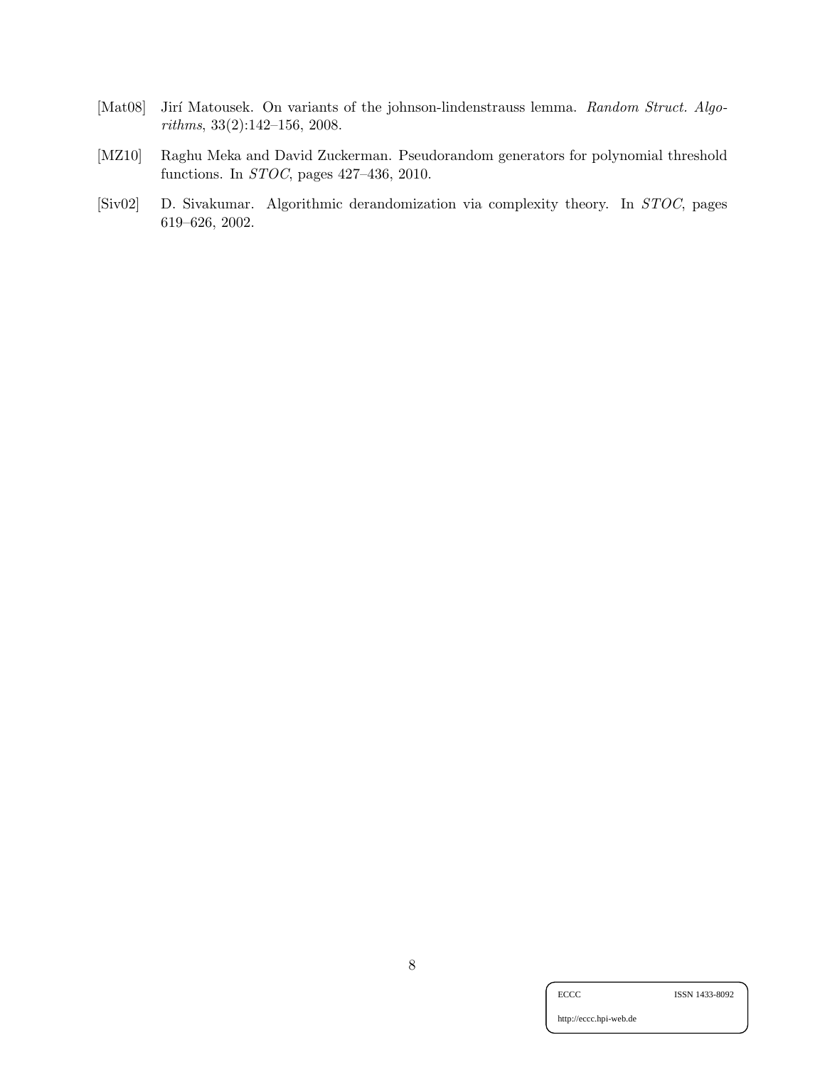[Mat08] Jirí Matousek. On variants of the johnson-lindenstrauss lemma. *Random Struct. Algorithms*, 33(2):142–156, 2008.

[MZ10] Raghu Meka and David Zuckerman. Pseudorandom generators for polynomial threshold functions. In *STOC*, pages 427–436, 2010.

[Siv02] D. Sivakumar. Algorithmic derandomization via complexity theory. In *STOC*, pages 619–626, 2002.

ECCC ISSN 1433-8092

http://eccc.hpi-web.de